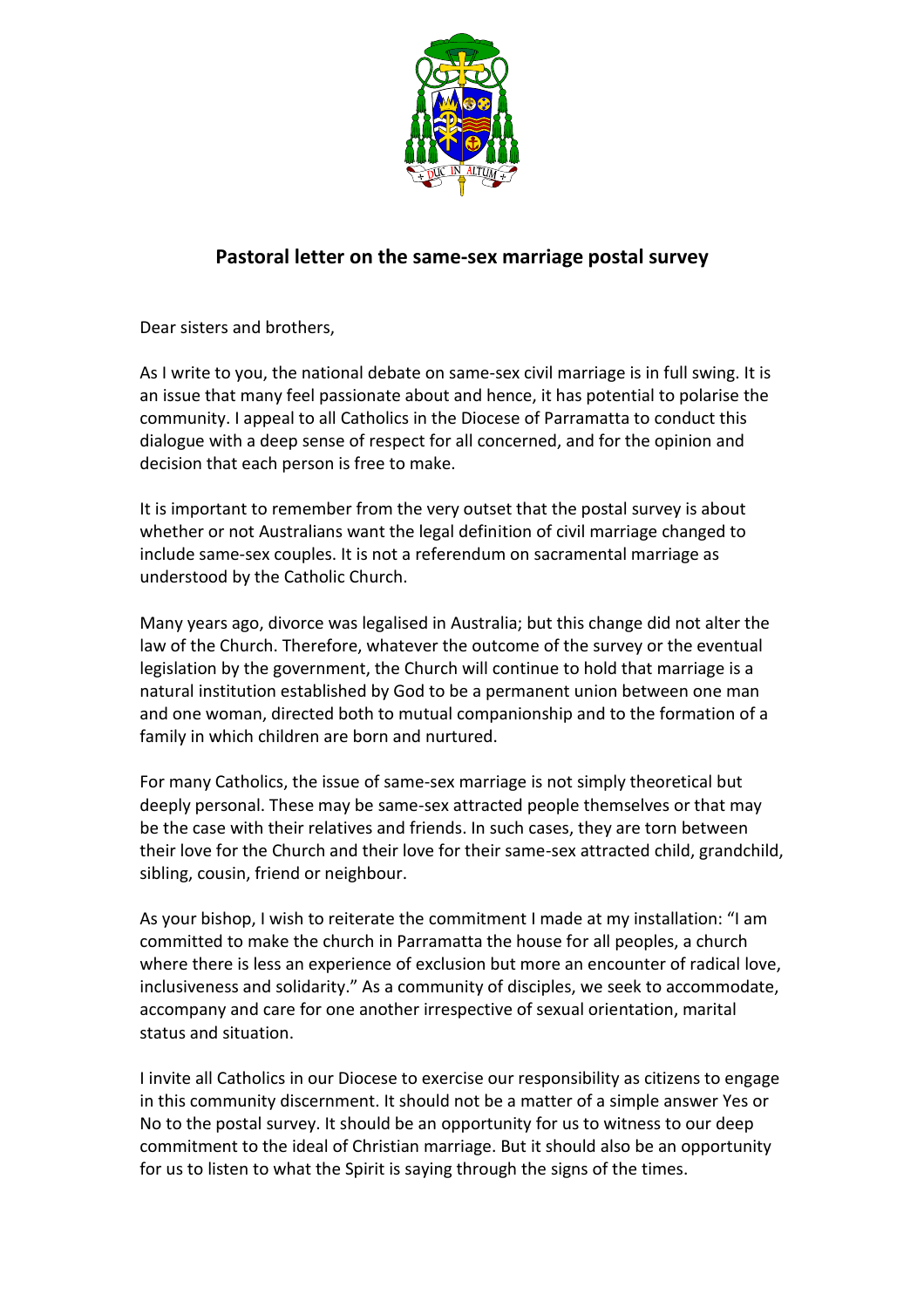## Pastoral letter on the same-sex marriage postal survey

Dear sisters and brothers,

As I write to you, the national debate on same-sex civil marriage is in full swing. It is an issue that many feel passionate about and hence, it has potential to polarise the community. I appeal to all Catholics in the Diocese of Parramatta to conduct this dialogue with a deep sense of respect for all concerned, and for the opinion and decision that each person is free to make.

It is important to remember from the very outset that the postal survey is about whether or not Australians want the legal definition of civil marriage changed to include same-sex couples. It is not a referendum on sacramental marriage as understood by the Catholic Church.

Many years ago, divorce was legalised in Australia; but this change did not alter the law of the Church. Therefore, whatever the outcome of the survey or the eventual legislation by the government, the Church will continue to hold that marriage is a natural institution established by God to be a permanent union between one man and one woman, directed both to mutual companionship and to the formation of a family in which children are born and nurtured.

For many Catholics, the issue of same-sex marriage is not simply theoretical but deeply personal. These may be same-sex attracted people themselves or that may be the case with their relatives and friends. In such cases, they are torn between their love for the Church and their love for their same-sex attracted child, grandchild, sibling, cousin, friend or neighbour.

As your bishop, I wish to reiterate the commitment I made at my installation: "I am committed to make the church in Parramatta the house for all peoples, a church where there is less an experience of exclusion but more an encounter of radical love, inclusiveness and solidarity." As a community of disciples, we seek to accommodate, accompany and care for one another irrespective of sexual orientation, marital status and situation.

I invite all Catholics in our Diocese to exercise our responsibility as citizens to engage in this community discernment. It should not be a matter of a simple answer Yes or No to the postal survey. It should be an opportunity for us to witness to our deep commitment to the ideal of Christian marriage. But it should also be an opportunity for us to listen to what the Spirit is saying through the signs of the times.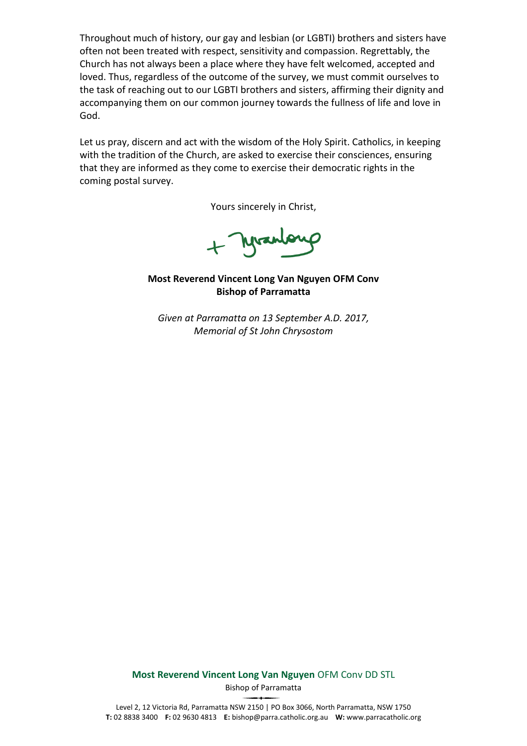Throughout much of history, our gay and lesbian (or LGBTI) brothers and sisters have often not been treated with respect, sensitivity and compassion. Regrettably, the Church has not always been a place where they have felt welcomed, accepted and loved. Thus, regardless of the outcome of the survey, we must commit ourselves to the task of reaching out to our LGBTI brothers and sisters, affirming their dignity and accompanying them on our common journey towards the fullness of life and love in God.

Let us pray, discern and act with the wisdom of the Holy Spirit. Catholics, in keeping with the tradition of the Church, are asked to exercise their consciences, ensuring that they are informed as they come to exercise their democratic rights in the coming postal survey.

Yours sincerely in Christ,

+ Nguyen Long

**Most Reverend Vincent Long Van Nguyen OFM Conv**
**Bishop of Parramatta**

*Given at Parramatta on 13 September A.D. 2017,*
*Memorial of St John Chrysostom*

**Most Reverend Vincent Long Van Nguyen** OFM Conv DD STL
Bishop of Parramatta

Level 2, 12 Victoria Rd, Parramatta NSW 2150 | PO Box 3066, North Parramatta, NSW 1750
**T:** 02 8838 3400 **F:** 02 9630 4813 **E:** bishop@parra.catholic.org.au **W:** www.parracatholic.org